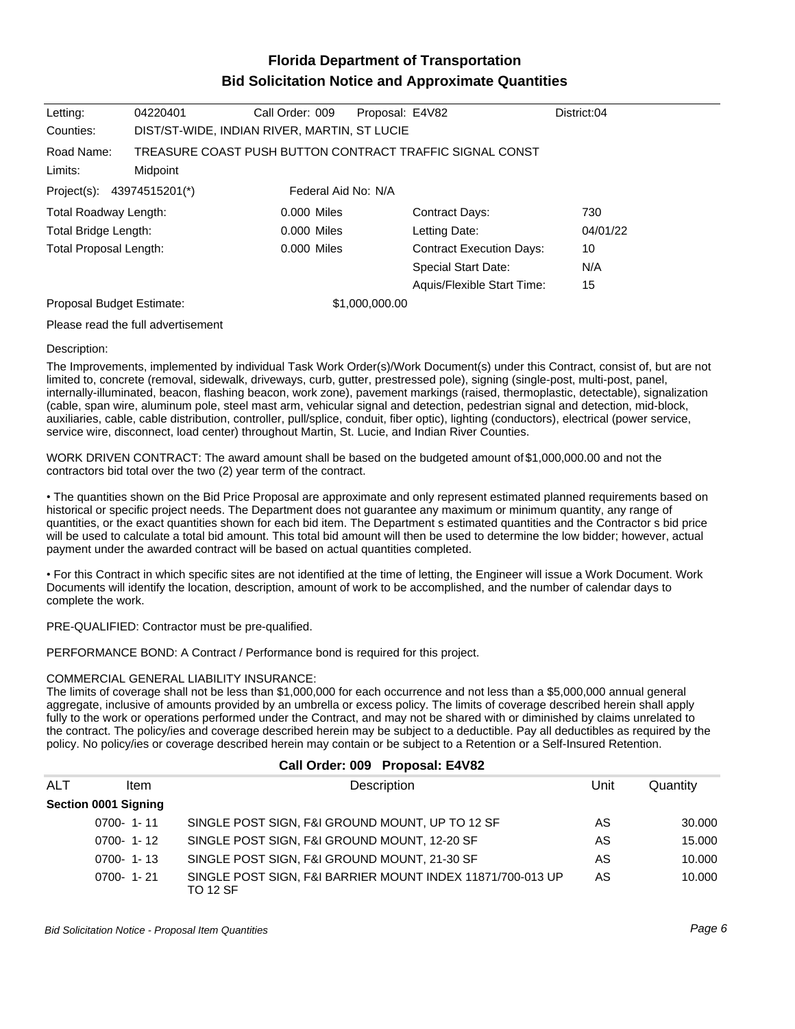# Florida Department of Transportation
## Bid Solicitation Notice and Approximate Quantities

| | | | | |
|---|---|---|---|---|
| Letting: | 04220401 | Call Order: 009 | Proposal: E4V82 | District:04 |
| Counties: | DIST/ST-WIDE, INDIAN RIVER, MARTIN, ST LUCIE | | | |
| Road Name: | TREASURE COAST PUSH BUTTON CONTRACT TRAFFIC SIGNAL CONST | | | |
| Limits: | Midpoint | | | |
| Project(s): | 43974515201(*) | Federal Aid No: N/A | | |

| | | | |
|---|---|---|---|
| Total Roadway Length: | 0.000 Miles | Contract Days: | 730 |
| Total Bridge Length: | 0.000 Miles | Letting Date: | 04/01/22 |
| Total Proposal Length: | 0.000 Miles | Contract Execution Days: | 10 |
| | | Special Start Date: | N/A |
| | | Aquis/Flexible Start Time: | 15 |
| Proposal Budget Estimate: | $1,000,000.00 | | |

Please read the full advertisement

Description:

The Improvements, implemented by individual Task Work Order(s)/Work Document(s) under this Contract, consist of, but are not limited to, concrete (removal, sidewalk, driveways, curb, gutter, prestressed pole), signing (single-post, multi-post, panel, internally-illuminated, beacon, flashing beacon, work zone), pavement markings (raised, thermoplastic, detectable), signalization (cable, span wire, aluminum pole, steel mast arm, vehicular signal and detection, pedestrian signal and detection, mid-block, auxiliaries, cable, cable distribution, controller, pull/splice, conduit, fiber optic), lighting (conductors), electrical (power service, service wire, disconnect, load center) throughout Martin, St. Lucie, and Indian River Counties.

WORK DRIVEN CONTRACT: The award amount shall be based on the budgeted amount of $1,000,000.00 and not the contractors bid total over the two (2) year term of the contract.

• The quantities shown on the Bid Price Proposal are approximate and only represent estimated planned requirements based on historical or specific project needs. The Department does not guarantee any maximum or minimum quantity, any range of quantities, or the exact quantities shown for each bid item. The Department s estimated quantities and the Contractor s bid price will be used to calculate a total bid amount. This total bid amount will then be used to determine the low bidder; however, actual payment under the awarded contract will be based on actual quantities completed.

• For this Contract in which specific sites are not identified at the time of letting, the Engineer will issue a Work Document. Work Documents will identify the location, description, amount of work to be accomplished, and the number of calendar days to complete the work.

PRE-QUALIFIED: Contractor must be pre-qualified.

PERFORMANCE BOND: A Contract / Performance bond is required for this project.

COMMERCIAL GENERAL LIABILITY INSURANCE:
The limits of coverage shall not be less than $1,000,000 for each occurrence and not less than a $5,000,000 annual general aggregate, inclusive of amounts provided by an umbrella or excess policy. The limits of coverage described herein shall apply fully to the work or operations performed under the Contract, and may not be shared with or diminished by claims unrelated to the contract. The policy/ies and coverage described herein may be subject to a deductible. Pay all deductibles as required by the policy. No policy/ies or coverage described herein may contain or be subject to a Retention or a Self-Insured Retention.

### Call Order: 009 Proposal: E4V82

| ALT | Item | Description | Unit | Quantity |
|---|---|---|---|---|
| **Section 0001 Signing** | | | | |
| | 0700- 1- 11 | SINGLE POST SIGN, F&I GROUND MOUNT, UP TO 12 SF | AS | 30.000 |
| | 0700- 1- 12 | SINGLE POST SIGN, F&I GROUND MOUNT, 12-20 SF | AS | 15.000 |
| | 0700- 1- 13 | SINGLE POST SIGN, F&I GROUND MOUNT, 21-30 SF | AS | 10.000 |
| | 0700- 1- 21 | SINGLE POST SIGN, F&I BARRIER MOUNT INDEX 11871/700-013 UP TO 12 SF | AS | 10.000 |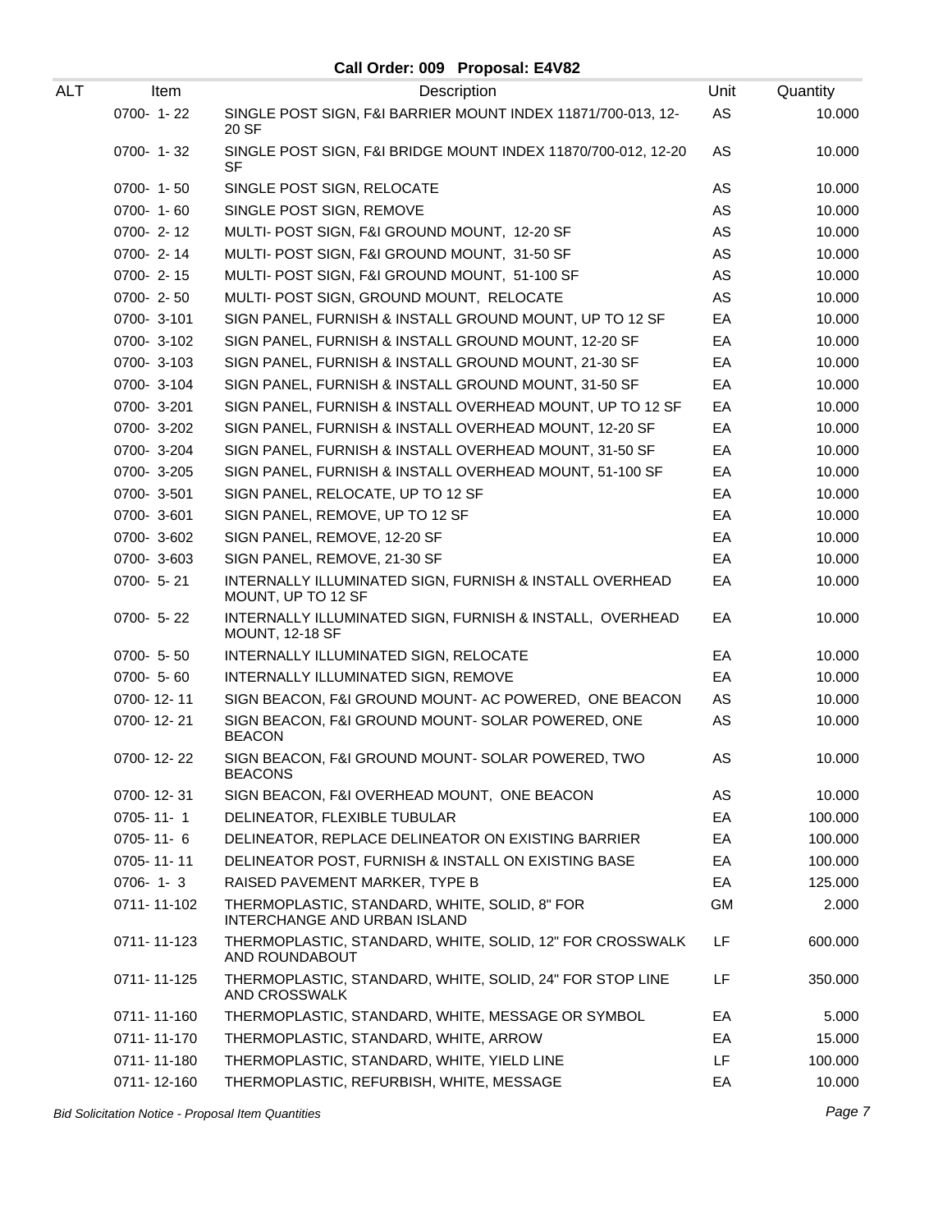**Call Order: 009 Proposal: E4V82**

| ALT | Item | Description | Unit | Quantity |
|---|---|---|---|---|
| | 0700- 1- 22 | SINGLE POST SIGN, F&I BARRIER MOUNT INDEX 11871/700-013, 12-20 SF | AS | 10.000 |
| | 0700- 1- 32 | SINGLE POST SIGN, F&I BRIDGE MOUNT INDEX 11870/700-012, 12-20 SF | AS | 10.000 |
| | 0700- 1- 50 | SINGLE POST SIGN, RELOCATE | AS | 10.000 |
| | 0700- 1- 60 | SINGLE POST SIGN, REMOVE | AS | 10.000 |
| | 0700- 2- 12 | MULTI- POST SIGN, F&I GROUND MOUNT, 12-20 SF | AS | 10.000 |
| | 0700- 2- 14 | MULTI- POST SIGN, F&I GROUND MOUNT, 31-50 SF | AS | 10.000 |
| | 0700- 2- 15 | MULTI- POST SIGN, F&I GROUND MOUNT, 51-100 SF | AS | 10.000 |
| | 0700- 2- 50 | MULTI- POST SIGN, GROUND MOUNT, RELOCATE | AS | 10.000 |
| | 0700- 3-101 | SIGN PANEL, FURNISH & INSTALL GROUND MOUNT, UP TO 12 SF | EA | 10.000 |
| | 0700- 3-102 | SIGN PANEL, FURNISH & INSTALL GROUND MOUNT, 12-20 SF | EA | 10.000 |
| | 0700- 3-103 | SIGN PANEL, FURNISH & INSTALL GROUND MOUNT, 21-30 SF | EA | 10.000 |
| | 0700- 3-104 | SIGN PANEL, FURNISH & INSTALL GROUND MOUNT, 31-50 SF | EA | 10.000 |
| | 0700- 3-201 | SIGN PANEL, FURNISH & INSTALL OVERHEAD MOUNT, UP TO 12 SF | EA | 10.000 |
| | 0700- 3-202 | SIGN PANEL, FURNISH & INSTALL OVERHEAD MOUNT, 12-20 SF | EA | 10.000 |
| | 0700- 3-204 | SIGN PANEL, FURNISH & INSTALL OVERHEAD MOUNT, 31-50 SF | EA | 10.000 |
| | 0700- 3-205 | SIGN PANEL, FURNISH & INSTALL OVERHEAD MOUNT, 51-100 SF | EA | 10.000 |
| | 0700- 3-501 | SIGN PANEL, RELOCATE, UP TO 12 SF | EA | 10.000 |
| | 0700- 3-601 | SIGN PANEL, REMOVE, UP TO 12 SF | EA | 10.000 |
| | 0700- 3-602 | SIGN PANEL, REMOVE, 12-20 SF | EA | 10.000 |
| | 0700- 3-603 | SIGN PANEL, REMOVE, 21-30 SF | EA | 10.000 |
| | 0700- 5- 21 | INTERNALLY ILLUMINATED SIGN, FURNISH & INSTALL OVERHEAD MOUNT, UP TO 12 SF | EA | 10.000 |
| | 0700- 5- 22 | INTERNALLY ILLUMINATED SIGN, FURNISH & INSTALL, OVERHEAD MOUNT, 12-18 SF | EA | 10.000 |
| | 0700- 5- 50 | INTERNALLY ILLUMINATED SIGN, RELOCATE | EA | 10.000 |
| | 0700- 5- 60 | INTERNALLY ILLUMINATED SIGN, REMOVE | EA | 10.000 |
| | 0700- 12- 11 | SIGN BEACON, F&I GROUND MOUNT- AC POWERED, ONE BEACON | AS | 10.000 |
| | 0700- 12- 21 | SIGN BEACON, F&I GROUND MOUNT- SOLAR POWERED, ONE BEACON | AS | 10.000 |
| | 0700- 12- 22 | SIGN BEACON, F&I GROUND MOUNT- SOLAR POWERED, TWO BEACONS | AS | 10.000 |
| | 0700- 12- 31 | SIGN BEACON, F&I OVERHEAD MOUNT, ONE BEACON | AS | 10.000 |
| | 0705- 11- 1 | DELINEATOR, FLEXIBLE TUBULAR | EA | 100.000 |
| | 0705- 11- 6 | DELINEATOR, REPLACE DELINEATOR ON EXISTING BARRIER | EA | 100.000 |
| | 0705- 11- 11 | DELINEATOR POST, FURNISH & INSTALL ON EXISTING BASE | EA | 100.000 |
| | 0706- 1- 3 | RAISED PAVEMENT MARKER, TYPE B | EA | 125.000 |
| | 0711- 11-102 | THERMOPLASTIC, STANDARD, WHITE, SOLID, 8" FOR INTERCHANGE AND URBAN ISLAND | GM | 2.000 |
| | 0711- 11-123 | THERMOPLASTIC, STANDARD, WHITE, SOLID, 12" FOR CROSSWALK AND ROUNDABOUT | LF | 600.000 |
| | 0711- 11-125 | THERMOPLASTIC, STANDARD, WHITE, SOLID, 24" FOR STOP LINE AND CROSSWALK | LF | 350.000 |
| | 0711- 11-160 | THERMOPLASTIC, STANDARD, WHITE, MESSAGE OR SYMBOL | EA | 5.000 |
| | 0711- 11-170 | THERMOPLASTIC, STANDARD, WHITE, ARROW | EA | 15.000 |
| | 0711- 11-180 | THERMOPLASTIC, STANDARD, WHITE, YIELD LINE | LF | 100.000 |
| | 0711- 12-160 | THERMOPLASTIC, REFURBISH, WHITE, MESSAGE | EA | 10.000 |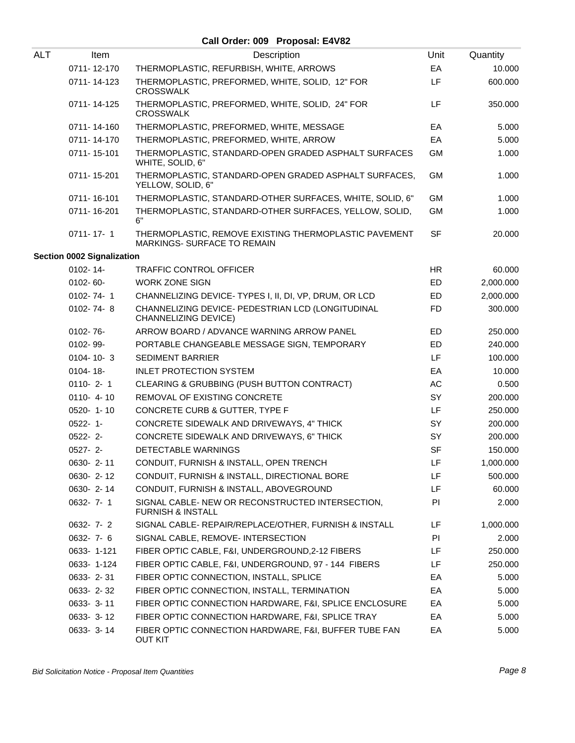**Call Order: 009 Proposal: E4V82**

| ALT | Item | Description | Unit | Quantity |
|---|---|---|---|---|
| | 0711- 12-170 | THERMOPLASTIC, REFURBISH, WHITE, ARROWS | EA | 10.000 |
| | 0711- 14-123 | THERMOPLASTIC, PREFORMED, WHITE, SOLID, 12" FOR CROSSWALK | LF | 600.000 |
| | 0711- 14-125 | THERMOPLASTIC, PREFORMED, WHITE, SOLID, 24" FOR CROSSWALK | LF | 350.000 |
| | 0711- 14-160 | THERMOPLASTIC, PREFORMED, WHITE, MESSAGE | EA | 5.000 |
| | 0711- 14-170 | THERMOPLASTIC, PREFORMED, WHITE, ARROW | EA | 5.000 |
| | 0711- 15-101 | THERMOPLASTIC, STANDARD-OPEN GRADED ASPHALT SURFACES WHITE, SOLID, 6" | GM | 1.000 |
| | 0711- 15-201 | THERMOPLASTIC, STANDARD-OPEN GRADED ASPHALT SURFACES, YELLOW, SOLID, 6" | GM | 1.000 |
| | 0711- 16-101 | THERMOPLASTIC, STANDARD-OTHER SURFACES, WHITE, SOLID, 6" | GM | 1.000 |
| | 0711- 16-201 | THERMOPLASTIC, STANDARD-OTHER SURFACES, YELLOW, SOLID, 6" | GM | 1.000 |
| | 0711- 17- 1 | THERMOPLASTIC, REMOVE EXISTING THERMOPLASTIC PAVEMENT MARKINGS- SURFACE TO REMAIN | SF | 20.000 |
| **Section 0002 Signalization** | | | | |
| | 0102- 14- | TRAFFIC CONTROL OFFICER | HR | 60.000 |
| | 0102- 60- | WORK ZONE SIGN | ED | 2,000.000 |
| | 0102- 74- 1 | CHANNELIZING DEVICE- TYPES I, II, DI, VP, DRUM, OR LCD | ED | 2,000.000 |
| | 0102- 74- 8 | CHANNELIZING DEVICE- PEDESTRIAN LCD (LONGITUDINAL CHANNELIZING DEVICE) | FD | 300.000 |
| | 0102- 76- | ARROW BOARD / ADVANCE WARNING ARROW PANEL | ED | 250.000 |
| | 0102- 99- | PORTABLE CHANGEABLE MESSAGE SIGN, TEMPORARY | ED | 240.000 |
| | 0104- 10- 3 | SEDIMENT BARRIER | LF | 100.000 |
| | 0104- 18- | INLET PROTECTION SYSTEM | EA | 10.000 |
| | 0110- 2- 1 | CLEARING & GRUBBING (PUSH BUTTON CONTRACT) | AC | 0.500 |
| | 0110- 4- 10 | REMOVAL OF EXISTING CONCRETE | SY | 200.000 |
| | 0520- 1- 10 | CONCRETE CURB & GUTTER, TYPE F | LF | 250.000 |
| | 0522- 1- | CONCRETE SIDEWALK AND DRIVEWAYS, 4" THICK | SY | 200.000 |
| | 0522- 2- | CONCRETE SIDEWALK AND DRIVEWAYS, 6" THICK | SY | 200.000 |
| | 0527- 2- | DETECTABLE WARNINGS | SF | 150.000 |
| | 0630- 2- 11 | CONDUIT, FURNISH & INSTALL, OPEN TRENCH | LF | 1,000.000 |
| | 0630- 2- 12 | CONDUIT, FURNISH & INSTALL, DIRECTIONAL BORE | LF | 500.000 |
| | 0630- 2- 14 | CONDUIT, FURNISH & INSTALL, ABOVEGROUND | LF | 60.000 |
| | 0632- 7- 1 | SIGNAL CABLE- NEW OR RECONSTRUCTED INTERSECTION, FURNISH & INSTALL | PI | 2.000 |
| | 0632- 7- 2 | SIGNAL CABLE- REPAIR/REPLACE/OTHER, FURNISH & INSTALL | LF | 1,000.000 |
| | 0632- 7- 6 | SIGNAL CABLE, REMOVE- INTERSECTION | PI | 2.000 |
| | 0633- 1-121 | FIBER OPTIC CABLE, F&I, UNDERGROUND,2-12 FIBERS | LF | 250.000 |
| | 0633- 1-124 | FIBER OPTIC CABLE, F&I, UNDERGROUND, 97 - 144 FIBERS | LF | 250.000 |
| | 0633- 2- 31 | FIBER OPTIC CONNECTION, INSTALL, SPLICE | EA | 5.000 |
| | 0633- 2- 32 | FIBER OPTIC CONNECTION, INSTALL, TERMINATION | EA | 5.000 |
| | 0633- 3- 11 | FIBER OPTIC CONNECTION HARDWARE, F&I, SPLICE ENCLOSURE | EA | 5.000 |
| | 0633- 3- 12 | FIBER OPTIC CONNECTION HARDWARE, F&I, SPLICE TRAY | EA | 5.000 |
| | 0633- 3- 14 | FIBER OPTIC CONNECTION HARDWARE, F&I, BUFFER TUBE FAN OUT KIT | EA | 5.000 |

*Bid Solicitation Notice - Proposal Item Quantities*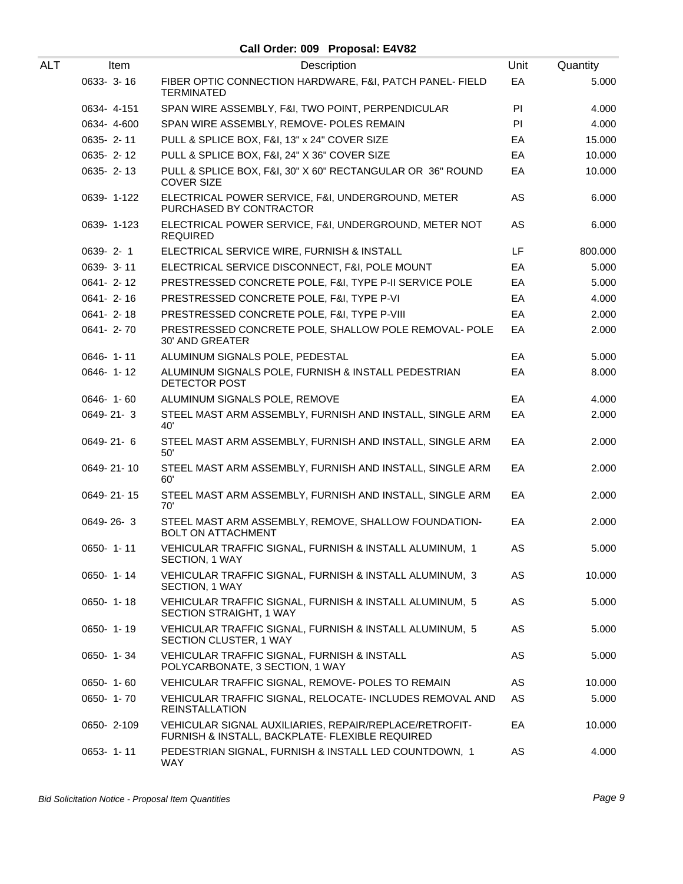**Call Order: 009 Proposal: E4V82**

| ALT | Item | Description | Unit | Quantity |
|---|---|---|---|---|
| | 0633- 3- 16 | FIBER OPTIC CONNECTION HARDWARE, F&I, PATCH PANEL- FIELD TERMINATED | EA | 5.000 |
| | 0634- 4-151 | SPAN WIRE ASSEMBLY, F&I, TWO POINT, PERPENDICULAR | PI | 4.000 |
| | 0634- 4-600 | SPAN WIRE ASSEMBLY, REMOVE- POLES REMAIN | PI | 4.000 |
| | 0635- 2- 11 | PULL & SPLICE BOX, F&I, 13" x 24" COVER SIZE | EA | 15.000 |
| | 0635- 2- 12 | PULL & SPLICE BOX, F&I, 24" X 36" COVER SIZE | EA | 10.000 |
| | 0635- 2- 13 | PULL & SPLICE BOX, F&I, 30" X 60" RECTANGULAR OR 36" ROUND COVER SIZE | EA | 10.000 |
| | 0639- 1-122 | ELECTRICAL POWER SERVICE, F&I, UNDERGROUND, METER PURCHASED BY CONTRACTOR | AS | 6.000 |
| | 0639- 1-123 | ELECTRICAL POWER SERVICE, F&I, UNDERGROUND, METER NOT REQUIRED | AS | 6.000 |
| | 0639- 2- 1 | ELECTRICAL SERVICE WIRE, FURNISH & INSTALL | LF | 800.000 |
| | 0639- 3- 11 | ELECTRICAL SERVICE DISCONNECT, F&I, POLE MOUNT | EA | 5.000 |
| | 0641- 2- 12 | PRESTRESSED CONCRETE POLE, F&I, TYPE P-II SERVICE POLE | EA | 5.000 |
| | 0641- 2- 16 | PRESTRESSED CONCRETE POLE, F&I, TYPE P-VI | EA | 4.000 |
| | 0641- 2- 18 | PRESTRESSED CONCRETE POLE, F&I, TYPE P-VIII | EA | 2.000 |
| | 0641- 2- 70 | PRESTRESSED CONCRETE POLE, SHALLOW POLE REMOVAL- POLE 30' AND GREATER | EA | 2.000 |
| | 0646- 1- 11 | ALUMINUM SIGNALS POLE, PEDESTAL | EA | 5.000 |
| | 0646- 1- 12 | ALUMINUM SIGNALS POLE, FURNISH & INSTALL PEDESTRIAN DETECTOR POST | EA | 8.000 |
| | 0646- 1- 60 | ALUMINUM SIGNALS POLE, REMOVE | EA | 4.000 |
| | 0649- 21- 3 | STEEL MAST ARM ASSEMBLY, FURNISH AND INSTALL, SINGLE ARM 40' | EA | 2.000 |
| | 0649- 21- 6 | STEEL MAST ARM ASSEMBLY, FURNISH AND INSTALL, SINGLE ARM 50' | EA | 2.000 |
| | 0649- 21- 10 | STEEL MAST ARM ASSEMBLY, FURNISH AND INSTALL, SINGLE ARM 60' | EA | 2.000 |
| | 0649- 21- 15 | STEEL MAST ARM ASSEMBLY, FURNISH AND INSTALL, SINGLE ARM 70' | EA | 2.000 |
| | 0649- 26- 3 | STEEL MAST ARM ASSEMBLY, REMOVE, SHALLOW FOUNDATION- BOLT ON ATTACHMENT | EA | 2.000 |
| | 0650- 1- 11 | VEHICULAR TRAFFIC SIGNAL, FURNISH & INSTALL ALUMINUM, 1 SECTION, 1 WAY | AS | 5.000 |
| | 0650- 1- 14 | VEHICULAR TRAFFIC SIGNAL, FURNISH & INSTALL ALUMINUM, 3 SECTION, 1 WAY | AS | 10.000 |
| | 0650- 1- 18 | VEHICULAR TRAFFIC SIGNAL, FURNISH & INSTALL ALUMINUM, 5 SECTION STRAIGHT, 1 WAY | AS | 5.000 |
| | 0650- 1- 19 | VEHICULAR TRAFFIC SIGNAL, FURNISH & INSTALL ALUMINUM, 5 SECTION CLUSTER, 1 WAY | AS | 5.000 |
| | 0650- 1- 34 | VEHICULAR TRAFFIC SIGNAL, FURNISH & INSTALL POLYCARBONATE, 3 SECTION, 1 WAY | AS | 5.000 |
| | 0650- 1- 60 | VEHICULAR TRAFFIC SIGNAL, REMOVE- POLES TO REMAIN | AS | 10.000 |
| | 0650- 1- 70 | VEHICULAR TRAFFIC SIGNAL, RELOCATE- INCLUDES REMOVAL AND REINSTALLATION | AS | 5.000 |
| | 0650- 2-109 | VEHICULAR SIGNAL AUXILIARIES, REPAIR/REPLACE/RETROFIT- FURNISH & INSTALL, BACKPLATE- FLEXIBLE REQUIRED | EA | 10.000 |
| | 0653- 1- 11 | PEDESTRIAN SIGNAL, FURNISH & INSTALL LED COUNTDOWN, 1 WAY | AS | 4.000 |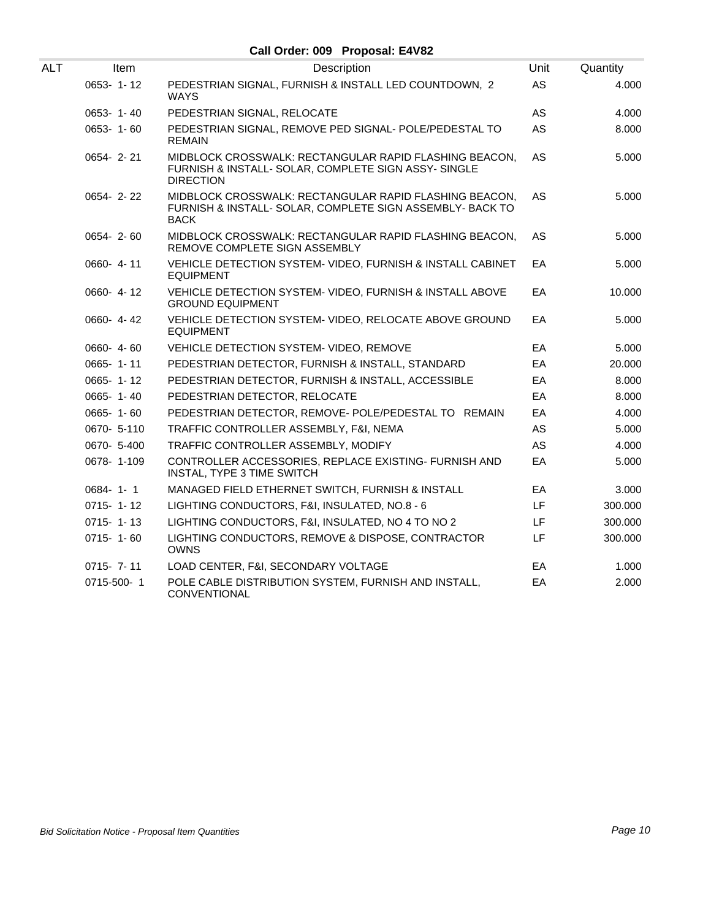**Call Order: 009 Proposal: E4V82**

| ALT | Item | Description | Unit | Quantity |
|---|---|---|---|---|
| | 0653- 1- 12 | PEDESTRIAN SIGNAL, FURNISH & INSTALL LED COUNTDOWN, 2 WAYS | AS | 4.000 |
| | 0653- 1- 40 | PEDESTRIAN SIGNAL, RELOCATE | AS | 4.000 |
| | 0653- 1- 60 | PEDESTRIAN SIGNAL, REMOVE PED SIGNAL- POLE/PEDESTAL TO REMAIN | AS | 8.000 |
| | 0654- 2- 21 | MIDBLOCK CROSSWALK: RECTANGULAR RAPID FLASHING BEACON, FURNISH & INSTALL- SOLAR, COMPLETE SIGN ASSY- SINGLE DIRECTION | AS | 5.000 |
| | 0654- 2- 22 | MIDBLOCK CROSSWALK: RECTANGULAR RAPID FLASHING BEACON, FURNISH & INSTALL- SOLAR, COMPLETE SIGN ASSEMBLY- BACK TO BACK | AS | 5.000 |
| | 0654- 2- 60 | MIDBLOCK CROSSWALK: RECTANGULAR RAPID FLASHING BEACON, REMOVE COMPLETE SIGN ASSEMBLY | AS | 5.000 |
| | 0660- 4- 11 | VEHICLE DETECTION SYSTEM- VIDEO, FURNISH & INSTALL CABINET EQUIPMENT | EA | 5.000 |
| | 0660- 4- 12 | VEHICLE DETECTION SYSTEM- VIDEO, FURNISH & INSTALL ABOVE GROUND EQUIPMENT | EA | 10.000 |
| | 0660- 4- 42 | VEHICLE DETECTION SYSTEM- VIDEO, RELOCATE ABOVE GROUND EQUIPMENT | EA | 5.000 |
| | 0660- 4- 60 | VEHICLE DETECTION SYSTEM- VIDEO, REMOVE | EA | 5.000 |
| | 0665- 1- 11 | PEDESTRIAN DETECTOR, FURNISH & INSTALL, STANDARD | EA | 20.000 |
| | 0665- 1- 12 | PEDESTRIAN DETECTOR, FURNISH & INSTALL, ACCESSIBLE | EA | 8.000 |
| | 0665- 1- 40 | PEDESTRIAN DETECTOR, RELOCATE | EA | 8.000 |
| | 0665- 1- 60 | PEDESTRIAN DETECTOR, REMOVE- POLE/PEDESTAL TO REMAIN | EA | 4.000 |
| | 0670- 5-110 | TRAFFIC CONTROLLER ASSEMBLY, F&I, NEMA | AS | 5.000 |
| | 0670- 5-400 | TRAFFIC CONTROLLER ASSEMBLY, MODIFY | AS | 4.000 |
| | 0678- 1-109 | CONTROLLER ACCESSORIES, REPLACE EXISTING- FURNISH AND INSTAL, TYPE 3 TIME SWITCH | EA | 5.000 |
| | 0684- 1- 1 | MANAGED FIELD ETHERNET SWITCH, FURNISH & INSTALL | EA | 3.000 |
| | 0715- 1- 12 | LIGHTING CONDUCTORS, F&I, INSULATED, NO.8 - 6 | LF | 300.000 |
| | 0715- 1- 13 | LIGHTING CONDUCTORS, F&I, INSULATED, NO 4 TO NO 2 | LF | 300.000 |
| | 0715- 1- 60 | LIGHTING CONDUCTORS, REMOVE & DISPOSE, CONTRACTOR OWNS | LF | 300.000 |
| | 0715- 7- 11 | LOAD CENTER, F&I, SECONDARY VOLTAGE | EA | 1.000 |
| | 0715-500- 1 | POLE CABLE DISTRIBUTION SYSTEM, FURNISH AND INSTALL, CONVENTIONAL | EA | 2.000 |